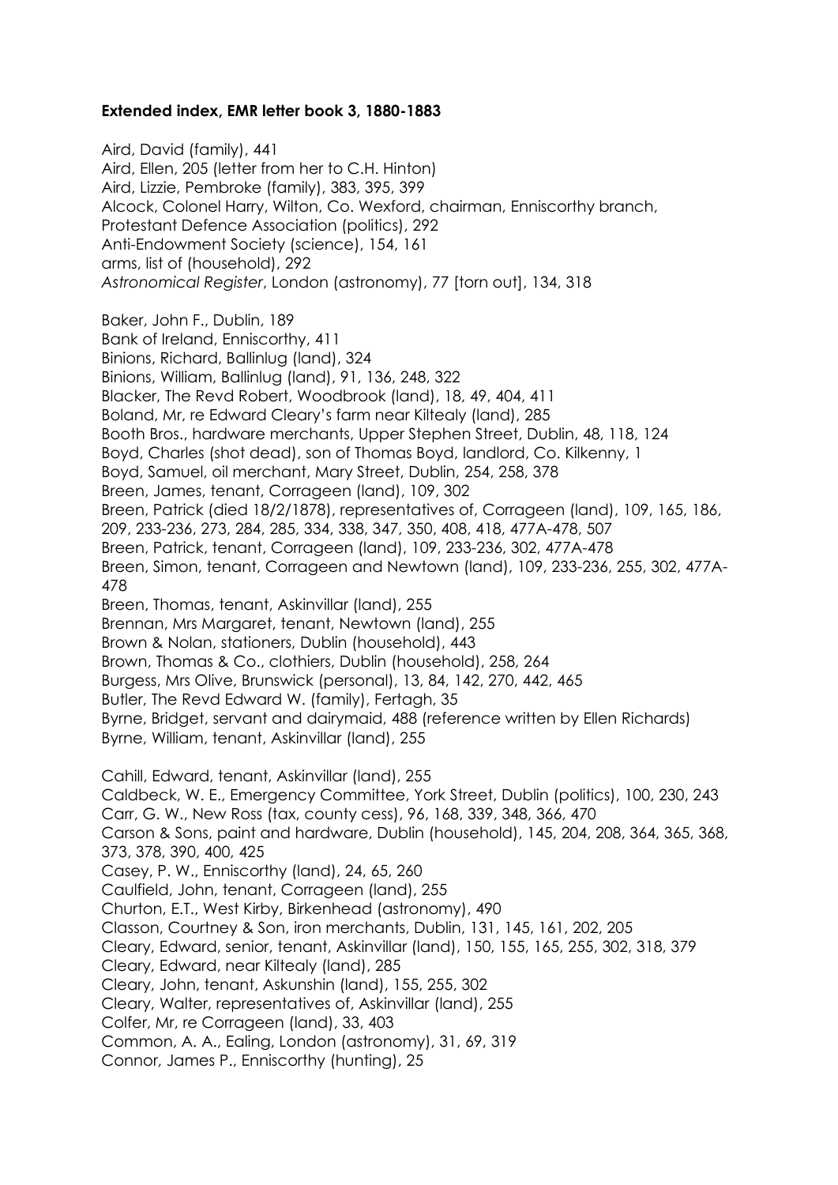**Extended index, EMR letter book 3, 1880-1883**

Aird, David (family), 441
Aird, Ellen, 205 (letter from her to C.H. Hinton)
Aird, Lizzie, Pembroke (family), 383, 395, 399
Alcock, Colonel Harry, Wilton, Co. Wexford, chairman, Enniscorthy branch, Protestant Defence Association (politics), 292
Anti-Endowment Society (science), 154, 161
arms, list of (household), 292
*Astronomical Register*, London (astronomy), 77 [torn out], 134, 318

Baker, John F., Dublin, 189
Bank of Ireland, Enniscorthy, 411
Binions, Richard, Ballinlug (land), 324
Binions, William, Ballinlug (land), 91, 136, 248, 322
Blacker, The Revd Robert, Woodbrook (land), 18, 49, 404, 411
Boland, Mr, re Edward Cleary's farm near Kiltealy (land), 285
Booth Bros., hardware merchants, Upper Stephen Street, Dublin, 48, 118, 124
Boyd, Charles (shot dead), son of Thomas Boyd, landlord, Co. Kilkenny, 1
Boyd, Samuel, oil merchant, Mary Street, Dublin, 254, 258, 378
Breen, James, tenant, Corrageen (land), 109, 302
Breen, Patrick (died 18/2/1878), representatives of, Corrageen (land), 109, 165, 186, 209, 233-236, 273, 284, 285, 334, 338, 347, 350, 408, 418, 477A-478, 507
Breen, Patrick, tenant, Corrageen (land), 109, 233-236, 302, 477A-478
Breen, Simon, tenant, Corrageen and Newtown (land), 109, 233-236, 255, 302, 477A-478
Breen, Thomas, tenant, Askinvillar (land), 255
Brennan, Mrs Margaret, tenant, Newtown (land), 255
Brown & Nolan, stationers, Dublin (household), 443
Brown, Thomas & Co., clothiers, Dublin (household), 258, 264
Burgess, Mrs Olive, Brunswick (personal), 13, 84, 142, 270, 442, 465
Butler, The Revd Edward W. (family), Fertagh, 35
Byrne, Bridget, servant and dairymaid, 488 (reference written by Ellen Richards)
Byrne, William, tenant, Askinvillar (land), 255

Cahill, Edward, tenant, Askinvillar (land), 255
Caldbeck, W. E., Emergency Committee, York Street, Dublin (politics), 100, 230, 243
Carr, G. W., New Ross (tax, county cess), 96, 168, 339, 348, 366, 470
Carson & Sons, paint and hardware, Dublin (household), 145, 204, 208, 364, 365, 368, 373, 378, 390, 400, 425
Casey, P. W., Enniscorthy (land), 24, 65, 260
Caulfield, John, tenant, Corrageen (land), 255
Churton, E.T., West Kirby, Birkenhead (astronomy), 490
Classon, Courtney & Son, iron merchants, Dublin, 131, 145, 161, 202, 205
Cleary, Edward, senior, tenant, Askinvillar (land), 150, 155, 165, 255, 302, 318, 379
Cleary, Edward, near Kiltealy (land), 285
Cleary, John, tenant, Askunshin (land), 155, 255, 302
Cleary, Walter, representatives of, Askinvillar (land), 255
Colfer, Mr, re Corrageen (land), 33, 403
Common, A. A., Ealing, London (astronomy), 31, 69, 319
Connor, James P., Enniscorthy (hunting), 25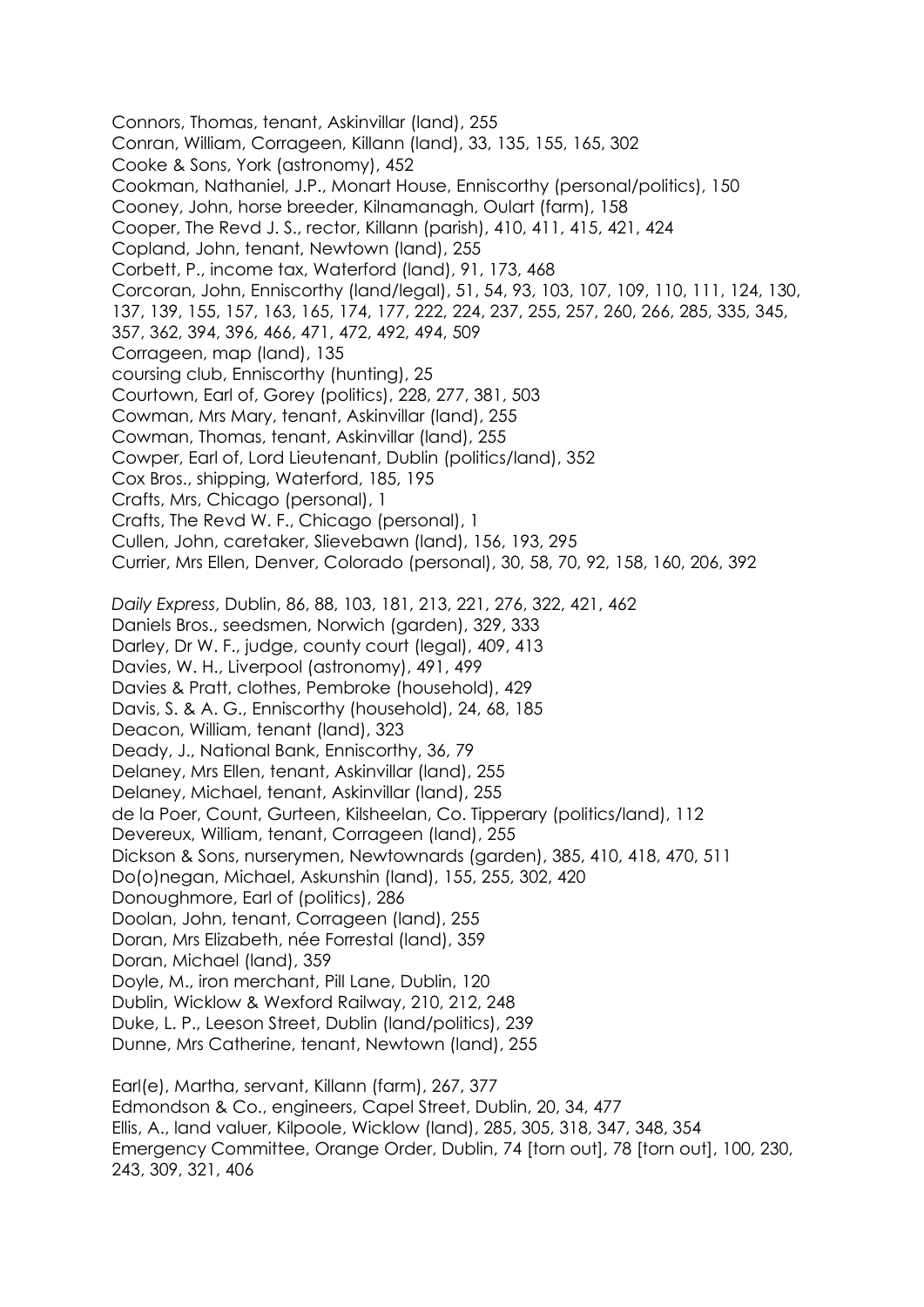Connors, Thomas, tenant, Askinvillar (land), 255
Conran, William, Corrageen, Killann (land), 33, 135, 155, 165, 302
Cooke & Sons, York (astronomy), 452
Cookman, Nathaniel, J.P., Monart House, Enniscorthy (personal/politics), 150
Cooney, John, horse breeder, Kilnamanagh, Oulart (farm), 158
Cooper, The Revd J. S., rector, Killann (parish), 410, 411, 415, 421, 424
Copland, John, tenant, Newtown (land), 255
Corbett, P., income tax, Waterford (land), 91, 173, 468
Corcoran, John, Enniscorthy (land/legal), 51, 54, 93, 103, 107, 109, 110, 111, 124, 130, 137, 139, 155, 157, 163, 165, 174, 177, 222, 224, 237, 255, 257, 260, 266, 285, 335, 345, 357, 362, 394, 396, 466, 471, 472, 492, 494, 509
Corrageen, map (land), 135
coursing club, Enniscorthy (hunting), 25
Courtown, Earl of, Gorey (politics), 228, 277, 381, 503
Cowman, Mrs Mary, tenant, Askinvillar (land), 255
Cowman, Thomas, tenant, Askinvillar (land), 255
Cowper, Earl of, Lord Lieutenant, Dublin (politics/land), 352
Cox Bros., shipping, Waterford, 185, 195
Crafts, Mrs, Chicago (personal), 1
Crafts, The Revd W. F., Chicago (personal), 1
Cullen, John, caretaker, Slievebawn (land), 156, 193, 295
Currier, Mrs Ellen, Denver, Colorado (personal), 30, 58, 70, 92, 158, 160, 206, 392

*Daily Express*, Dublin, 86, 88, 103, 181, 213, 221, 276, 322, 421, 462
Daniels Bros., seedsmen, Norwich (garden), 329, 333
Darley, Dr W. F., judge, county court (legal), 409, 413
Davies, W. H., Liverpool (astronomy), 491, 499
Davies & Pratt, clothes, Pembroke (household), 429
Davis, S. & A. G., Enniscorthy (household), 24, 68, 185
Deacon, William, tenant (land), 323
Deady, J., National Bank, Enniscorthy, 36, 79
Delaney, Mrs Ellen, tenant, Askinvillar (land), 255
Delaney, Michael, tenant, Askinvillar (land), 255
de la Poer, Count, Gurteen, Kilsheelan, Co. Tipperary (politics/land), 112
Devereux, William, tenant, Corrageen (land), 255
Dickson & Sons, nurserymen, Newtownards (garden), 385, 410, 418, 470, 511
Do(o)negan, Michael, Askunshin (land), 155, 255, 302, 420
Donoughmore, Earl of (politics), 286
Doolan, John, tenant, Corrageen (land), 255
Doran, Mrs Elizabeth, née Forrestal (land), 359
Doran, Michael (land), 359
Doyle, M., iron merchant, Pill Lane, Dublin, 120
Dublin, Wicklow & Wexford Railway, 210, 212, 248
Duke, L. P., Leeson Street, Dublin (land/politics), 239
Dunne, Mrs Catherine, tenant, Newtown (land), 255

Earl(e), Martha, servant, Killann (farm), 267, 377
Edmondson & Co., engineers, Capel Street, Dublin, 20, 34, 477
Ellis, A., land valuer, Kilpoole, Wicklow (land), 285, 305, 318, 347, 348, 354
Emergency Committee, Orange Order, Dublin, 74 [torn out], 78 [torn out], 100, 230, 243, 309, 321, 406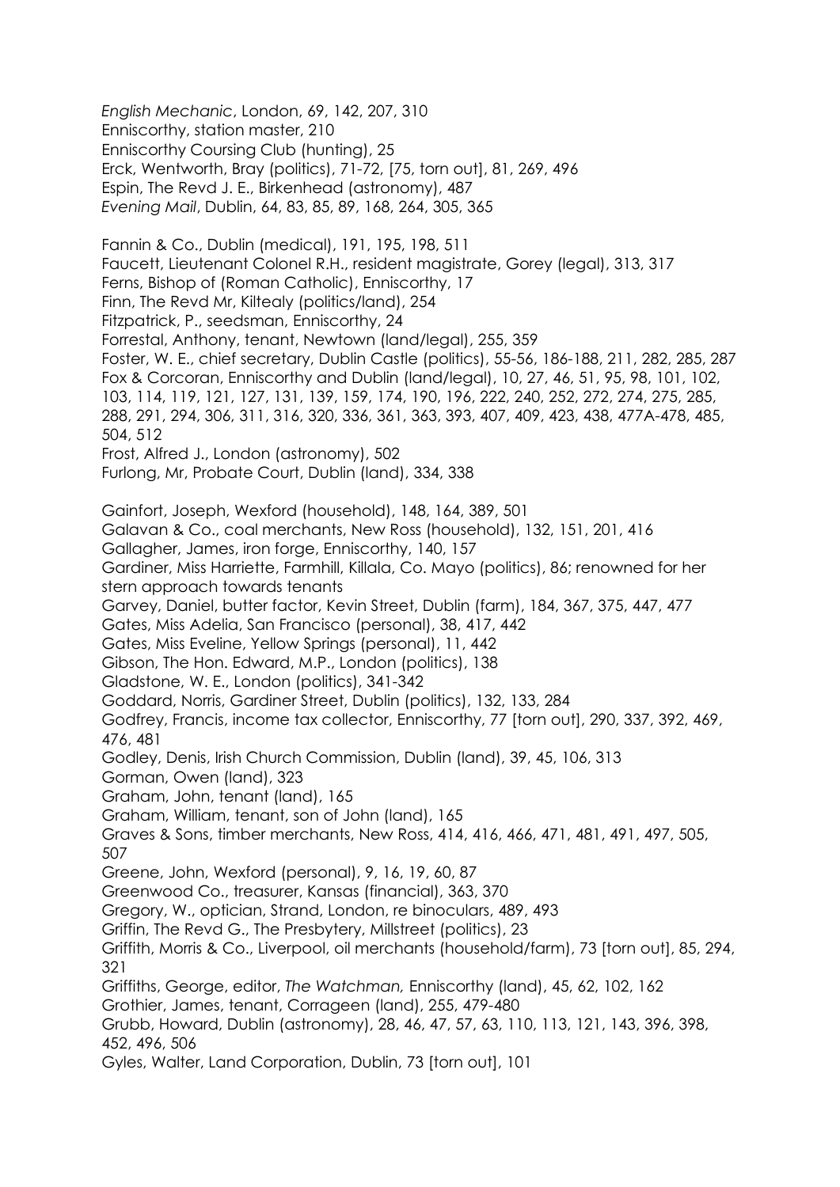*English Mechanic*, London, 69, 142, 207, 310
Enniscorthy, station master, 210
Enniscorthy Coursing Club (hunting), 25
Erck, Wentworth, Bray (politics), 71-72, [75, torn out], 81, 269, 496
Espin, The Revd J. E., Birkenhead (astronomy), 487
*Evening Mail*, Dublin, 64, 83, 85, 89, 168, 264, 305, 365

Fannin & Co., Dublin (medical), 191, 195, 198, 511
Faucett, Lieutenant Colonel R.H., resident magistrate, Gorey (legal), 313, 317
Ferns, Bishop of (Roman Catholic), Enniscorthy, 17
Finn, The Revd Mr, Kiltealy (politics/land), 254
Fitzpatrick, P., seedsman, Enniscorthy, 24
Forrestal, Anthony, tenant, Newtown (land/legal), 255, 359
Foster, W. E., chief secretary, Dublin Castle (politics), 55-56, 186-188, 211, 282, 285, 287
Fox & Corcoran, Enniscorthy and Dublin (land/legal), 10, 27, 46, 51, 95, 98, 101, 102, 103, 114, 119, 121, 127, 131, 139, 159, 174, 190, 196, 222, 240, 252, 272, 274, 275, 285, 288, 291, 294, 306, 311, 316, 320, 336, 361, 363, 393, 407, 409, 423, 438, 477A-478, 485, 504, 512
Frost, Alfred J., London (astronomy), 502
Furlong, Mr, Probate Court, Dublin (land), 334, 338

Gainfort, Joseph, Wexford (household), 148, 164, 389, 501
Galavan & Co., coal merchants, New Ross (household), 132, 151, 201, 416
Gallagher, James, iron forge, Enniscorthy, 140, 157
Gardiner, Miss Harriette, Farmhill, Killala, Co. Mayo (politics), 86; renowned for her stern approach towards tenants
Garvey, Daniel, butter factor, Kevin Street, Dublin (farm), 184, 367, 375, 447, 477
Gates, Miss Adelia, San Francisco (personal), 38, 417, 442
Gates, Miss Eveline, Yellow Springs (personal), 11, 442
Gibson, The Hon. Edward, M.P., London (politics), 138
Gladstone, W. E., London (politics), 341-342
Goddard, Norris, Gardiner Street, Dublin (politics), 132, 133, 284
Godfrey, Francis, income tax collector, Enniscorthy, 77 [torn out], 290, 337, 392, 469, 476, 481
Godley, Denis, Irish Church Commission, Dublin (land), 39, 45, 106, 313
Gorman, Owen (land), 323
Graham, John, tenant (land), 165
Graham, William, tenant, son of John (land), 165
Graves & Sons, timber merchants, New Ross, 414, 416, 466, 471, 481, 491, 497, 505, 507
Greene, John, Wexford (personal), 9, 16, 19, 60, 87
Greenwood Co., treasurer, Kansas (financial), 363, 370
Gregory, W., optician, Strand, London, re binoculars, 489, 493
Griffin, The Revd G., The Presbytery, Millstreet (politics), 23
Griffith, Morris & Co., Liverpool, oil merchants (household/farm), 73 [torn out], 85, 294, 321
Griffiths, George, editor, *The Watchman,* Enniscorthy (land), 45, 62, 102, 162
Grothier, James, tenant, Corrageen (land), 255, 479-480
Grubb, Howard, Dublin (astronomy), 28, 46, 47, 57, 63, 110, 113, 121, 143, 396, 398, 452, 496, 506
Gyles, Walter, Land Corporation, Dublin, 73 [torn out], 101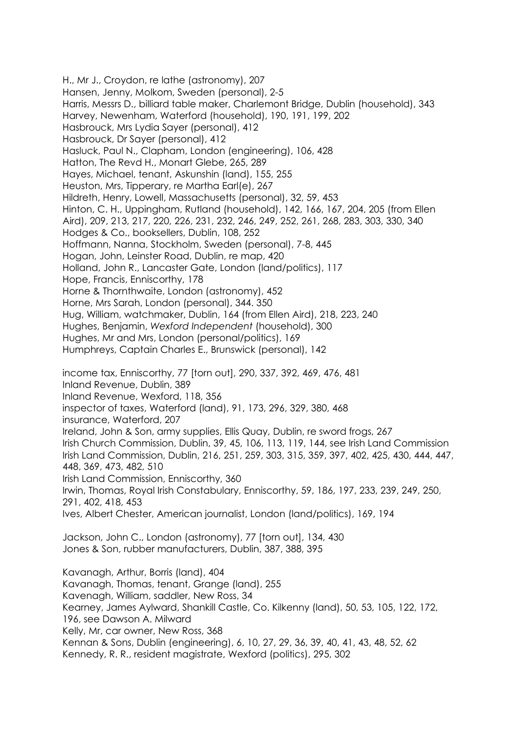H., Mr J., Croydon, re lathe (astronomy), 207
Hansen, Jenny, Molkom, Sweden (personal), 2-5
Harris, Messrs D., billiard table maker, Charlemont Bridge, Dublin (household), 343
Harvey, Newenham, Waterford (household), 190, 191, 199, 202
Hasbrouck, Mrs Lydia Sayer (personal), 412
Hasbrouck, Dr Sayer (personal), 412
Hasluck, Paul N., Clapham, London (engineering), 106, 428
Hatton, The Revd H., Monart Glebe, 265, 289
Hayes, Michael, tenant, Askunshin (land), 155, 255
Heuston, Mrs, Tipperary, re Martha Earl(e), 267
Hildreth, Henry, Lowell, Massachusetts (personal), 32, 59, 453
Hinton, C. H., Uppingham, Rutland (household), 142, 166, 167, 204, 205 (from Ellen Aird), 209, 213, 217, 220, 226, 231, 232, 246, 249, 252, 261, 268, 283, 303, 330, 340
Hodges & Co., booksellers, Dublin, 108, 252
Hoffmann, Nanna, Stockholm, Sweden (personal), 7-8, 445
Hogan, John, Leinster Road, Dublin, re map, 420
Holland, John R., Lancaster Gate, London (land/politics), 117
Hope, Francis, Enniscorthy, 178
Horne & Thornthwaite, London (astronomy), 452
Horne, Mrs Sarah, London (personal), 344. 350
Hug, William, watchmaker, Dublin, 164 (from Ellen Aird), 218, 223, 240
Hughes, Benjamin, *Wexford Independent* (household), 300
Hughes, Mr and Mrs, London (personal/politics), 169
Humphreys, Captain Charles E., Brunswick (personal), 142

income tax, Enniscorthy, 77 [torn out], 290, 337, 392, 469, 476, 481
Inland Revenue, Dublin, 389
Inland Revenue, Wexford, 118, 356
inspector of taxes, Waterford (land), 91, 173, 296, 329, 380, 468
insurance, Waterford, 207
Ireland, John & Son, army supplies, Ellis Quay, Dublin, re sword frogs, 267
Irish Church Commission, Dublin, 39, 45, 106, 113, 119, 144, see Irish Land Commission
Irish Land Commission, Dublin, 216, 251, 259, 303, 315, 359, 397, 402, 425, 430, 444, 447, 448, 369, 473, 482, 510
Irish Land Commission, Enniscorthy, 360
Irwin, Thomas, Royal Irish Constabulary, Enniscorthy, 59, 186, 197, 233, 239, 249, 250, 291, 402, 418, 453
Ives, Albert Chester, American journalist, London (land/politics), 169, 194

Jackson, John C., London (astronomy), 77 [torn out], 134, 430
Jones & Son, rubber manufacturers, Dublin, 387, 388, 395

Kavanagh, Arthur, Borris (land), 404
Kavanagh, Thomas, tenant, Grange (land), 255
Kavenagh, William, saddler, New Ross, 34
Kearney, James Aylward, Shankill Castle, Co. Kilkenny (land), 50, 53, 105, 122, 172, 196, see Dawson A. Milward
Kelly, Mr, car owner, New Ross, 368
Kennan & Sons, Dublin (engineering), 6, 10, 27, 29, 36, 39, 40, 41, 43, 48, 52, 62
Kennedy, R. R., resident magistrate, Wexford (politics), 295, 302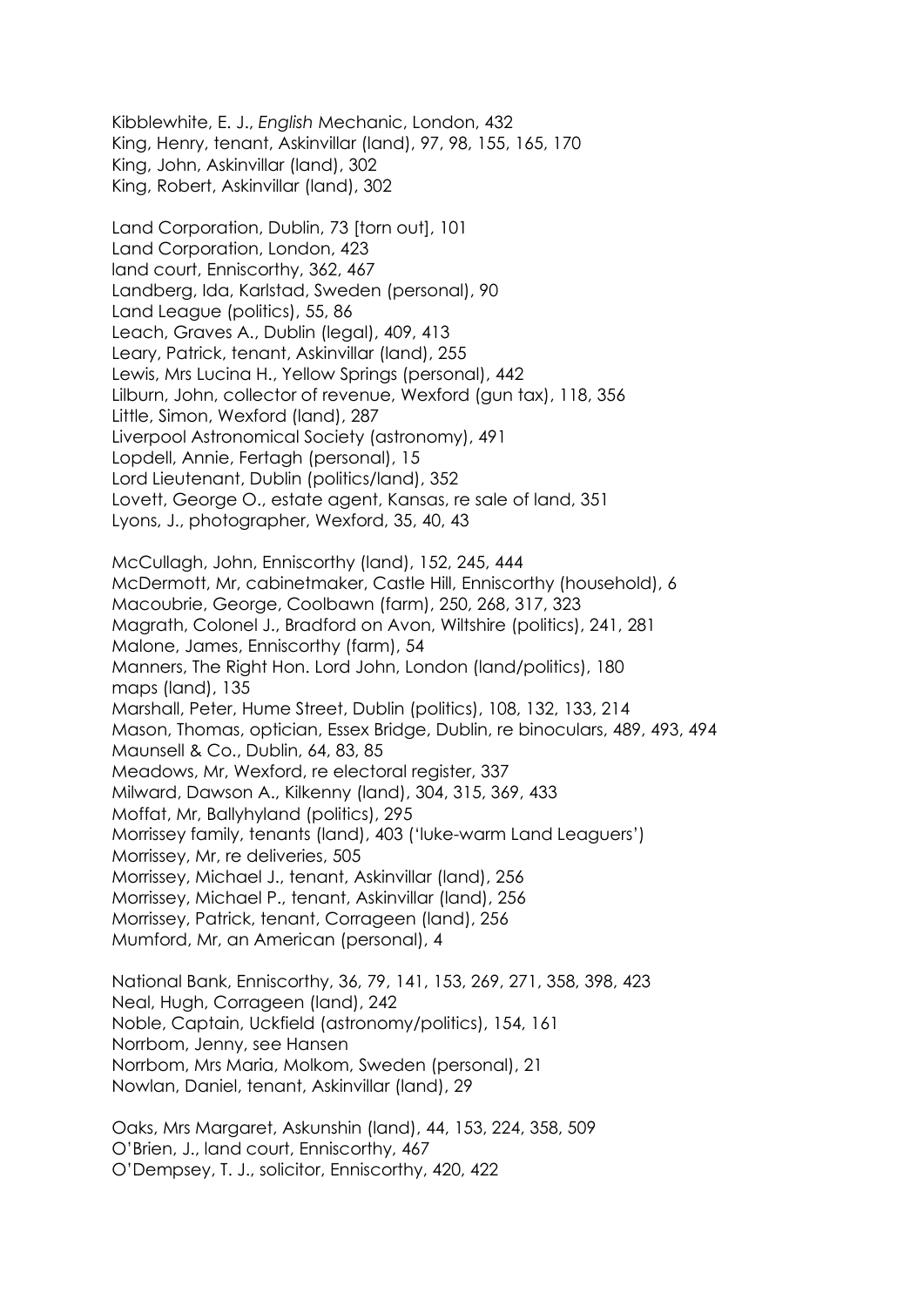Kibblewhite, E. J., *English* Mechanic, London, 432
King, Henry, tenant, Askinvillar (land), 97, 98, 155, 165, 170
King, John, Askinvillar (land), 302
King, Robert, Askinvillar (land), 302

Land Corporation, Dublin, 73 [torn out], 101
Land Corporation, London, 423
land court, Enniscorthy, 362, 467
Landberg, Ida, Karlstad, Sweden (personal), 90
Land League (politics), 55, 86
Leach, Graves A., Dublin (legal), 409, 413
Leary, Patrick, tenant, Askinvillar (land), 255
Lewis, Mrs Lucina H., Yellow Springs (personal), 442
Lilburn, John, collector of revenue, Wexford (gun tax), 118, 356
Little, Simon, Wexford (land), 287
Liverpool Astronomical Society (astronomy), 491
Lopdell, Annie, Fertagh (personal), 15
Lord Lieutenant, Dublin (politics/land), 352
Lovett, George O., estate agent, Kansas, re sale of land, 351
Lyons, J., photographer, Wexford, 35, 40, 43

McCullagh, John, Enniscorthy (land), 152, 245, 444
McDermott, Mr, cabinetmaker, Castle Hill, Enniscorthy (household), 6
Macoubrie, George, Coolbawn (farm), 250, 268, 317, 323
Magrath, Colonel J., Bradford on Avon, Wiltshire (politics), 241, 281
Malone, James, Enniscorthy (farm), 54
Manners, The Right Hon. Lord John, London (land/politics), 180
maps (land), 135
Marshall, Peter, Hume Street, Dublin (politics), 108, 132, 133, 214
Mason, Thomas, optician, Essex Bridge, Dublin, re binoculars, 489, 493, 494
Maunsell & Co., Dublin, 64, 83, 85
Meadows, Mr, Wexford, re electoral register, 337
Milward, Dawson A., Kilkenny (land), 304, 315, 369, 433
Moffat, Mr, Ballyhyland (politics), 295
Morrissey family, tenants (land), 403 ('luke-warm Land Leaguers')
Morrissey, Mr, re deliveries, 505
Morrissey, Michael J., tenant, Askinvillar (land), 256
Morrissey, Michael P., tenant, Askinvillar (land), 256
Morrissey, Patrick, tenant, Corrageen (land), 256
Mumford, Mr, an American (personal), 4

National Bank, Enniscorthy, 36, 79, 141, 153, 269, 271, 358, 398, 423
Neal, Hugh, Corrageen (land), 242
Noble, Captain, Uckfield (astronomy/politics), 154, 161
Norrbom, Jenny, see Hansen
Norrbom, Mrs Maria, Molkom, Sweden (personal), 21
Nowlan, Daniel, tenant, Askinvillar (land), 29

Oaks, Mrs Margaret, Askunshin (land), 44, 153, 224, 358, 509
O'Brien, J., land court, Enniscorthy, 467
O'Dempsey, T. J., solicitor, Enniscorthy, 420, 422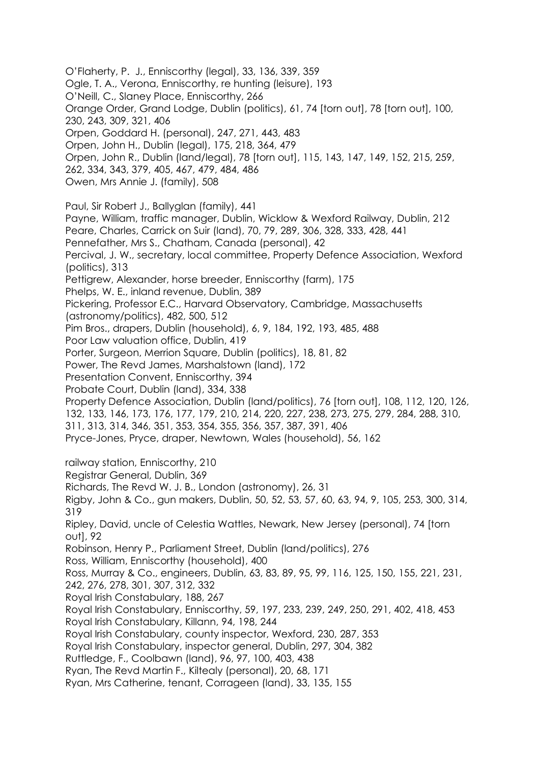O'Flaherty, P. J., Enniscorthy (legal), 33, 136, 339, 359
Ogle, T. A., Verona, Enniscorthy, re hunting (leisure), 193
O'Neill, C., Slaney Place, Enniscorthy, 266
Orange Order, Grand Lodge, Dublin (politics), 61, 74 [torn out], 78 [torn out], 100, 230, 243, 309, 321, 406
Orpen, Goddard H. (personal), 247, 271, 443, 483
Orpen, John H., Dublin (legal), 175, 218, 364, 479
Orpen, John R., Dublin (land/legal), 78 [torn out], 115, 143, 147, 149, 152, 215, 259, 262, 334, 343, 379, 405, 467, 479, 484, 486
Owen, Mrs Annie J. (family), 508

Paul, Sir Robert J., Ballyglan (family), 441
Payne, William, traffic manager, Dublin, Wicklow & Wexford Railway, Dublin, 212
Peare, Charles, Carrick on Suir (land), 70, 79, 289, 306, 328, 333, 428, 441
Pennefather, Mrs S., Chatham, Canada (personal), 42
Percival, J. W., secretary, local committee, Property Defence Association, Wexford (politics), 313
Pettigrew, Alexander, horse breeder, Enniscorthy (farm), 175
Phelps, W. E., inland revenue, Dublin, 389
Pickering, Professor E.C., Harvard Observatory, Cambridge, Massachusetts (astronomy/politics), 482, 500, 512
Pim Bros., drapers, Dublin (household), 6, 9, 184, 192, 193, 485, 488
Poor Law valuation office, Dublin, 419
Porter, Surgeon, Merrion Square, Dublin (politics), 18, 81, 82
Power, The Revd James, Marshalstown (land), 172
Presentation Convent, Enniscorthy, 394
Probate Court, Dublin (land), 334, 338
Property Defence Association, Dublin (land/politics), 76 [torn out], 108, 112, 120, 126, 132, 133, 146, 173, 176, 177, 179, 210, 214, 220, 227, 238, 273, 275, 279, 284, 288, 310, 311, 313, 314, 346, 351, 353, 354, 355, 356, 357, 387, 391, 406
Pryce-Jones, Pryce, draper, Newtown, Wales (household), 56, 162

railway station, Enniscorthy, 210
Registrar General, Dublin, 369
Richards, The Revd W. J. B., London (astronomy), 26, 31
Rigby, John & Co., gun makers, Dublin, 50, 52, 53, 57, 60, 63, 94, 9, 105, 253, 300, 314, 319
Ripley, David, uncle of Celestia Wattles, Newark, New Jersey (personal), 74 [torn out], 92
Robinson, Henry P., Parliament Street, Dublin (land/politics), 276
Ross, William, Enniscorthy (household), 400
Ross, Murray & Co., engineers, Dublin, 63, 83, 89, 95, 99, 116, 125, 150, 155, 221, 231, 242, 276, 278, 301, 307, 312, 332
Royal Irish Constabulary, 188, 267
Royal Irish Constabulary, Enniscorthy, 59, 197, 233, 239, 249, 250, 291, 402, 418, 453
Royal Irish Constabulary, Killann, 94, 198, 244
Royal Irish Constabulary, county inspector, Wexford, 230, 287, 353
Royal Irish Constabulary, inspector general, Dublin, 297, 304, 382
Ruttledge, F., Coolbawn (land), 96, 97, 100, 403, 438
Ryan, The Revd Martin F., Kiltealy (personal), 20, 68, 171
Ryan, Mrs Catherine, tenant, Corrageen (land), 33, 135, 155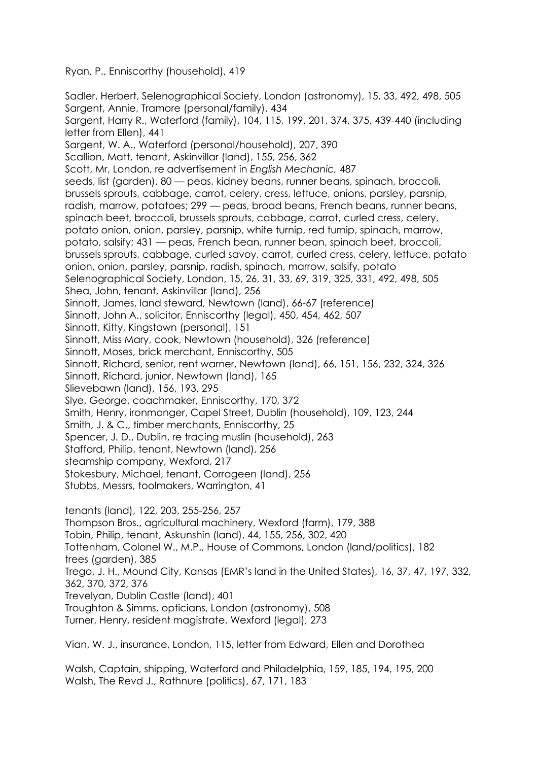Ryan, P., Enniscorthy (household), 419

Sadler, Herbert, Selenographical Society, London (astronomy), 15, 33, 492, 498, 505
Sargent, Annie, Tramore (personal/family), 434
Sargent, Harry R., Waterford (family), 104, 115, 199, 201, 374, 375, 439-440 (including letter from Ellen), 441
Sargent, W. A., Waterford (personal/household), 207, 390
Scallion, Matt, tenant, Askinvillar (land), 155, 256, 362
Scott, Mr, London, re advertisement in *English Mechanic,* 487
seeds, list (garden), 80 — peas, kidney beans, runner beans, spinach, broccoli, brussels sprouts, cabbage, carrot, celery, cress, lettuce, onions, parsley, parsnip, radish, marrow, potatoes; 299 — peas, broad beans, French beans, runner beans, spinach beet, broccoli, brussels sprouts, cabbage, carrot, curled cress, celery, potato onion, onion, parsley, parsnip, white turnip, red turnip, spinach, marrow, potato, salsify; 431 — peas, French bean, runner bean, spinach beet, broccoli, brussels sprouts, cabbage, curled savoy, carrot, curled cress, celery, lettuce, potato onion, onion, parsley, parsnip, radish, spinach, marrow, salsify, potato
Selenographical Society, London, 15, 26, 31, 33, 69, 319, 325, 331, 492, 498, 505
Shea, John, tenant, Askinvillar (land), 256
Sinnott, James, land steward, Newtown (land), 66-67 (reference)
Sinnott, John A., solicitor, Enniscorthy (legal), 450, 454, 462, 507
Sinnott, Kitty, Kingstown (personal), 151
Sinnott, Miss Mary, cook, Newtown (household), 326 (reference)
Sinnott, Moses, brick merchant, Enniscorthy, 505
Sinnott, Richard, senior, rent warner, Newtown (land), 66, 151, 156, 232, 324, 326
Sinnott, Richard, junior, Newtown (land), 165
Slievebawn (land), 156, 193, 295
Slye, George, coachmaker, Enniscorthy, 170, 372
Smith, Henry, ironmonger, Capel Street, Dublin (household), 109, 123, 244
Smith, J. & C., timber merchants, Enniscorthy, 25
Spencer, J. D., Dublin, re tracing muslin (household), 263
Stafford, Philip, tenant, Newtown (land), 256
steamship company, Wexford, 217
Stokesbury, Michael, tenant, Corrageen (land), 256
Stubbs, Messrs, toolmakers, Warrington, 41

tenants (land), 122, 203, 255-256, 257
Thompson Bros., agricultural machinery, Wexford (farm), 179, 388
Tobin, Philip, tenant, Askunshin (land), 44, 155, 256, 302, 420
Tottenham, Colonel W., M.P., House of Commons, London (land/politics), 182
trees (garden), 385
Trego, J. H., Mound City, Kansas (EMR's land in the United States), 16, 37, 47, 197, 332, 362, 370, 372, 376
Trevelyan, Dublin Castle (land), 401
Troughton & Simms, opticians, London (astronomy), 508
Turner, Henry, resident magistrate, Wexford (legal), 273

Vian, W. J., insurance, London, 115, letter from Edward, Ellen and Dorothea

Walsh, Captain, shipping, Waterford and Philadelphia, 159, 185, 194, 195, 200
Walsh, The Revd J., Rathnure (politics), 67, 171, 183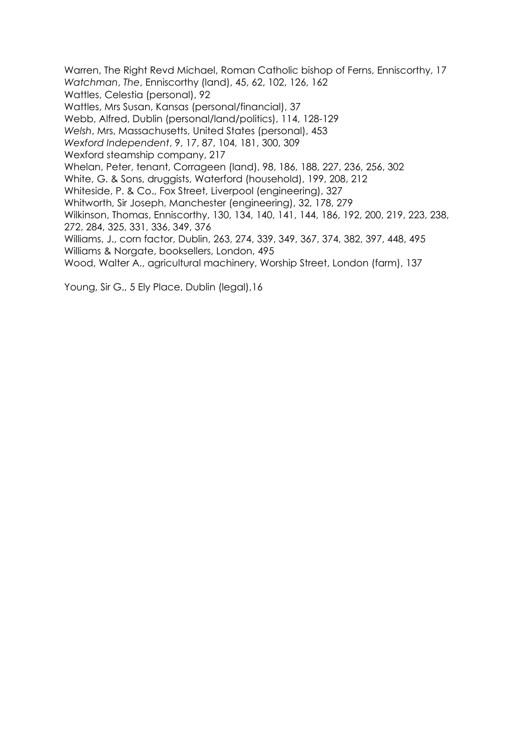Warren, The Right Revd Michael, Roman Catholic bishop of Ferns, Enniscorthy, 17
*Watchman*, *The*, Enniscorthy (land), 45, 62, 102, 126, 162
Wattles, Celestia (personal), 92
Wattles, Mrs Susan, Kansas (personal/financial), 37
Webb, Alfred, Dublin (personal/land/politics), 114, 128-129
*Welsh*, Mrs, Massachusetts, United States (personal), 453
*Wexford Independent*, 9, 17, 87, 104, 181, 300, 309
Wexford steamship company, 217
Whelan, Peter, tenant, Corrageen (land), 98, 186, 188, 227, 236, 256, 302
White, G. & Sons, druggists, Waterford (household), 199, 208, 212
Whiteside, P. & Co., Fox Street, Liverpool (engineering), 327
Whitworth, Sir Joseph, Manchester (engineering), 32, 178, 279
Wilkinson, Thomas, Enniscorthy, 130, 134, 140, 141, 144, 186, 192, 200, 219, 223, 238, 272, 284, 325, 331, 336, 349, 376
Williams, J., corn factor, Dublin, 263, 274, 339, 349, 367, 374, 382, 397, 448, 495
Williams & Norgate, booksellers, London, 495
Wood, Walter A., agricultural machinery, Worship Street, London (farm), 137

Young, Sir G., 5 Ely Place, Dublin (legal),16